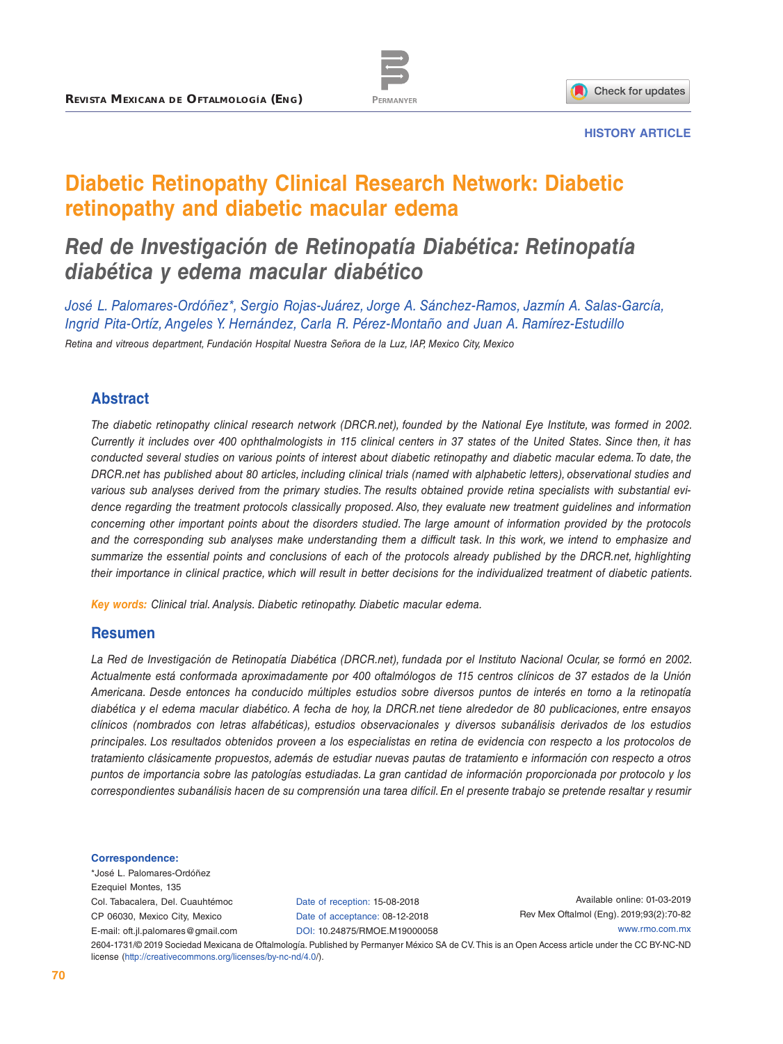HISTORY ARTICLE

# Diabetic Retinopathy Clinical Research Network: Diabetic retinopathy and diabetic macular edema

## *Red de Investigación de Retinopatía Diabética: Retinopatía diabética y edema macular diabético*

*José L. Palomares-Ordóñez\*, Sergio Rojas-Juárez, Jorge A. Sánchez-Ramos, Jazmín A. Salas-García, Ingrid Pita-Ortíz, Angeles Y. Hernández, Carla R. Pérez-Montaño and Juan A. Ramírez-Estudillo*

*Retina and vitreous department, Fundación Hospital Nuestra Señora de la Luz, IAP, Mexico City, Mexico*

## Abstract

*The diabetic retinopathy clinical research network (DRCR.net), founded by the National Eye Institute, was formed in 2002. Currently it includes over 400 ophthalmologists in 115 clinical centers in 37 states of the United States. Since then, it has conducted several studies on various points of interest about diabetic retinopathy and diabetic macular edema. To date, the DRCR.net has published about 80 articles, including clinical trials (named with alphabetic letters), observational studies and various sub analyses derived from the primary studies. The results obtained provide retina specialists with substantial evidence regarding the treatment protocols classically proposed. Also, they evaluate new treatment guidelines and information concerning other important points about the disorders studied. The large amount of information provided by the protocols and the corresponding sub analyses make understanding them a difficult task. In this work, we intend to emphasize and summarize the essential points and conclusions of each of the protocols already published by the DRCR.net, highlighting their importance in clinical practice, which will result in better decisions for the individualized treatment of diabetic patients.*

**Key words:** *Clinical trial. Analysis. Diabetic retinopathy. Diabetic macular edema.*

## Resumen

*La Red de Investigación de Retinopatía Diabética (DRCR.net), fundada por el Instituto Nacional Ocular, se formó en 2002. Actualmente está conformada aproximadamente por 400 oftalmólogos de 115 centros clínicos de 37 estados de la Unión Americana. Desde entonces ha conducido múltiples estudios sobre diversos puntos de interés en torno a la retinopatía diabética y el edema macular diabético. A fecha de hoy, la DRCR.net tiene alrededor de 80 publicaciones, entre ensayos clínicos (nombrados con letras alfabéticas), estudios observacionales y diversos subanálisis derivados de los estudios principales. Los resultados obtenidos proveen a los especialistas en retina de evidencia con respecto a los protocolos de tratamiento clásicamente propuestos, además de estudiar nuevas pautas de tratamiento e información con respecto a otros puntos de importancia sobre las patologías estudiadas. La gran cantidad de información proporcionada por protocolo y los correspondientes subanálisis hacen de su comprensión una tarea difícil. En el presente trabajo se pretende resaltar y resumir*

**Correspondence:**
\*José L. Palomares-Ordóñez
Ezequiel Montes, 135
Col. Tabacalera, Del. Cuauhtémoc
CP 06030, Mexico City, Mexico
E-mail: oft.jl.palomares@gmail.com

Date of reception: 15-08-2018
Date of acceptance: 08-12-2018
DOI: 10.24875/RMOE.M19000058

Available online: 01-03-2019
Rev Mex Oftalmol (Eng). 2019;93(2):70-82
www.rmo.com.mx

2604-1731/© 2019 Sociedad Mexicana de Oftalmología. Published by Permanyer México SA de CV. This is an Open Access article under the CC BY-NC-ND license (http://creativecommons.org/licenses/by-nc-nd/4.0/).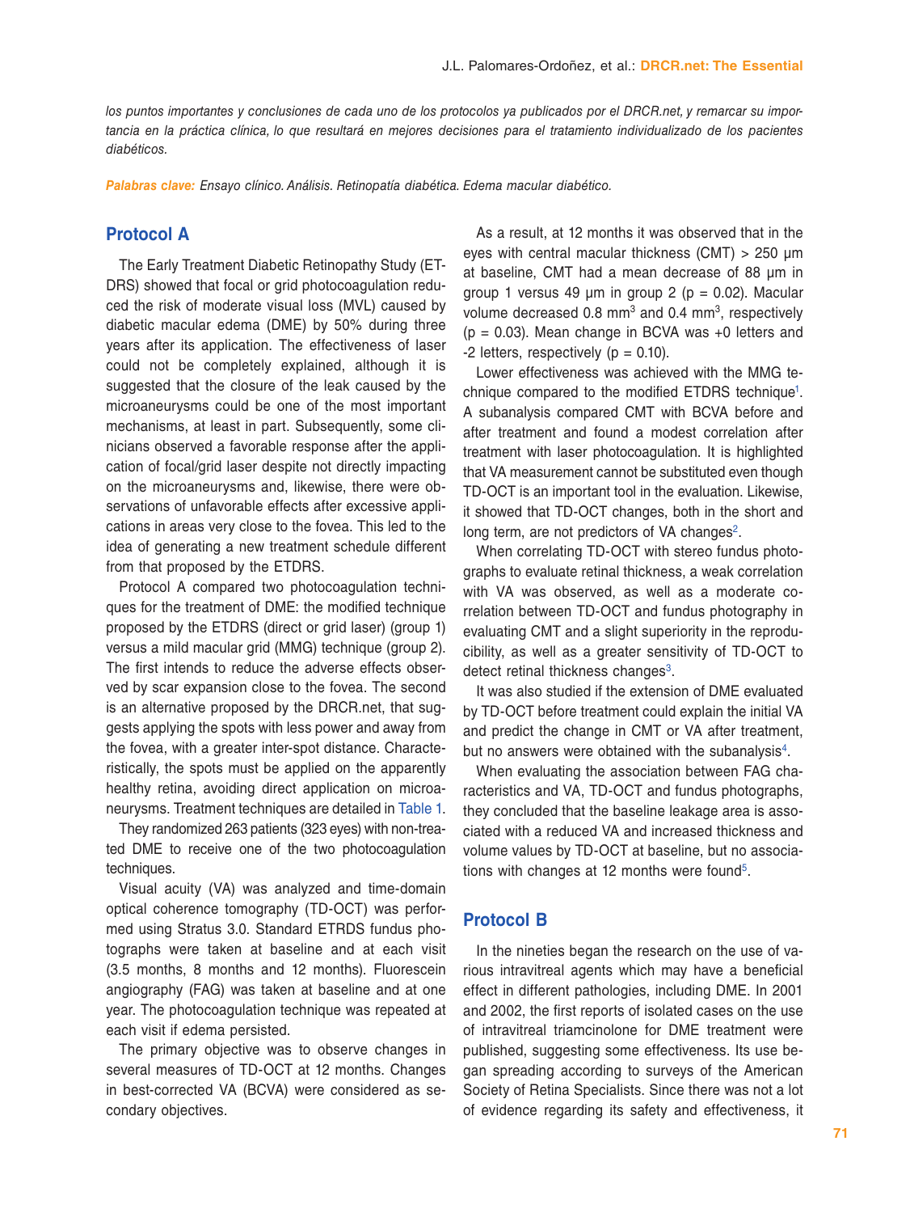*los puntos importantes y conclusiones de cada uno de los protocolos ya publicados por el DRCR.net, y remarcar su importancia en la práctica clínica, lo que resultará en mejores decisiones para el tratamiento individualizado de los pacientes diabéticos.*

***Palabras clave:*** *Ensayo clínico. Análisis. Retinopatía diabética. Edema macular diabético.*

## Protocol A

The Early Treatment Diabetic Retinopathy Study (ETDRS) showed that focal or grid photocoagulation reduced the risk of moderate visual loss (MVL) caused by diabetic macular edema (DME) by 50% during three years after its application. The effectiveness of laser could not be completely explained, although it is suggested that the closure of the leak caused by the microaneurysms could be one of the most important mechanisms, at least in part. Subsequently, some clinicians observed a favorable response after the application of focal/grid laser despite not directly impacting on the microaneurysms and, likewise, there were observations of unfavorable effects after excessive applications in areas very close to the fovea. This led to the idea of generating a new treatment schedule different from that proposed by the ETDRS.

Protocol A compared two photocoagulation techniques for the treatment of DME: the modified technique proposed by the ETDRS (direct or grid laser) (group 1) versus a mild macular grid (MMG) technique (group 2). The first intends to reduce the adverse effects observed by scar expansion close to the fovea. The second is an alternative proposed by the DRCR.net, that suggests applying the spots with less power and away from the fovea, with a greater inter-spot distance. Characteristically, the spots must be applied on the apparently healthy retina, avoiding direct application on microaneurysms. Treatment techniques are detailed in Table 1.

They randomized 263 patients (323 eyes) with non-treated DME to receive one of the two photocoagulation techniques.

Visual acuity (VA) was analyzed and time-domain optical coherence tomography (TD-OCT) was performed using Stratus 3.0. Standard ETRDS fundus photographs were taken at baseline and at each visit (3.5 months, 8 months and 12 months). Fluorescein angiography (FAG) was taken at baseline and at one year. The photocoagulation technique was repeated at each visit if edema persisted.

The primary objective was to observe changes in several measures of TD-OCT at 12 months. Changes in best-corrected VA (BCVA) were considered as secondary objectives.

As a result, at 12 months it was observed that in the eyes with central macular thickness (CMT) > 250 μm at baseline, CMT had a mean decrease of 88 μm in group 1 versus 49 μm in group 2 ($p = 0.02$). Macular volume decreased 0.8 $mm^3$ and 0.4 $mm^3$, respectively ($p = 0.03$). Mean change in BCVA was +0 letters and -2 letters, respectively ($p = 0.10$).

Lower effectiveness was achieved with the MMG technique compared to the modified ETDRS technique[1]. A subanalysis compared CMT with BCVA before and after treatment and found a modest correlation after treatment with laser photocoagulation. It is highlighted that VA measurement cannot be substituted even though TD-OCT is an important tool in the evaluation. Likewise, it showed that TD-OCT changes, both in the short and long term, are not predictors of VA changes[2].

When correlating TD-OCT with stereo fundus photographs to evaluate retinal thickness, a weak correlation with VA was observed, as well as a moderate correlation between TD-OCT and fundus photography in evaluating CMT and a slight superiority in the reproducibility, as well as a greater sensitivity of TD-OCT to detect retinal thickness changes[3].

It was also studied if the extension of DME evaluated by TD-OCT before treatment could explain the initial VA and predict the change in CMT or VA after treatment, but no answers were obtained with the subanalysis[4].

When evaluating the association between FAG characteristics and VA, TD-OCT and fundus photographs, they concluded that the baseline leakage area is associated with a reduced VA and increased thickness and volume values by TD-OCT at baseline, but no associations with changes at 12 months were found[5].

## Protocol B

In the nineties began the research on the use of various intravitreal agents which may have a beneficial effect in different pathologies, including DME. In 2001 and 2002, the first reports of isolated cases on the use of intravitreal triamcinolone for DME treatment were published, suggesting some effectiveness. Its use began spreading according to surveys of the American Society of Retina Specialists. Since there was not a lot of evidence regarding its safety and effectiveness, it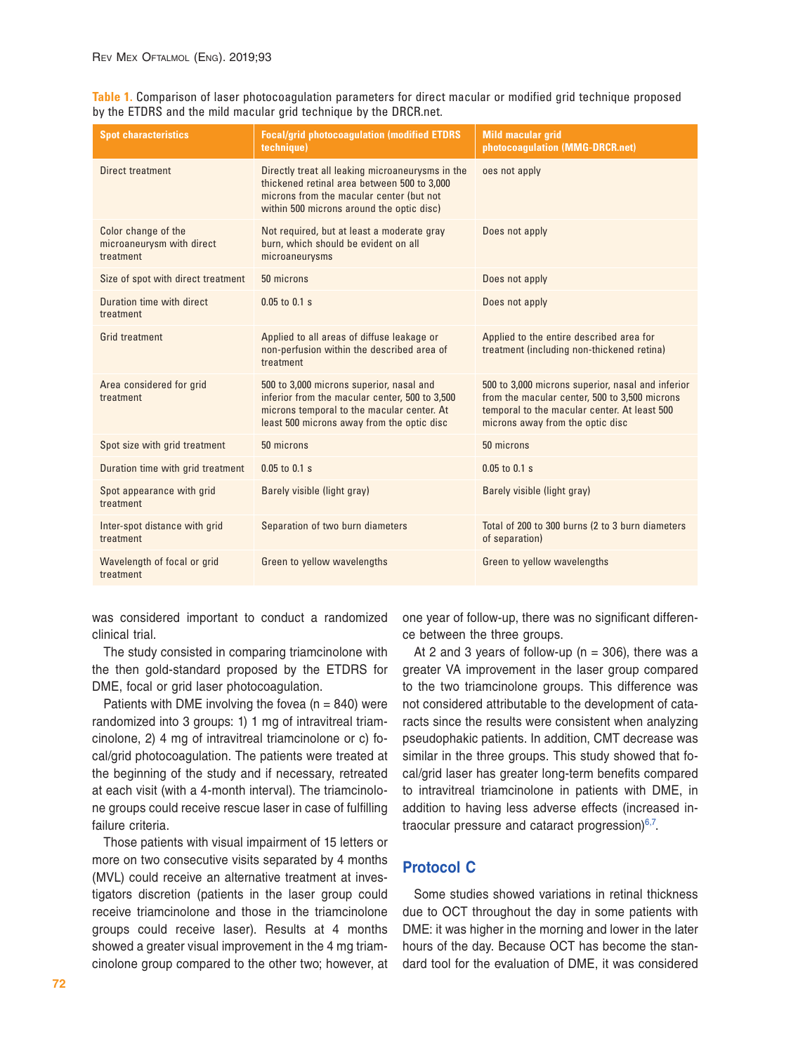**Table 1.** Comparison of laser photocoagulation parameters for direct macular or modified grid technique proposed by the ETDRS and the mild macular grid technique by the DRCR.net.

| Spot characteristics | Focal/grid photocoagulation (modified ETDRS technique) | Mild macular grid photocoagulation (MMG-DRCR.net) |
|---|---|---|
| Direct treatment | Directly treat all leaking microaneurysms in the thickened retinal area between 500 to 3,000 microns from the macular center (but not within 500 microns around the optic disc) | oes not apply |
| Color change of the microaneurysm with direct treatment | Not required, but at least a moderate gray burn, which should be evident on all microaneurysms | Does not apply |
| Size of spot with direct treatment | 50 microns | Does not apply |
| Duration time with direct treatment | 0.05 to 0.1 s | Does not apply |
| Grid treatment | Applied to all areas of diffuse leakage or non-perfusion within the described area of treatment | Applied to the entire described area for treatment (including non-thickened retina) |
| Area considered for grid treatment | 500 to 3,000 microns superior, nasal and inferior from the macular center, 500 to 3,500 microns temporal to the macular center. At least 500 microns away from the optic disc | 500 to 3,000 microns superior, nasal and inferior from the macular center, 500 to 3,500 microns temporal to the macular center. At least 500 microns away from the optic disc |
| Spot size with grid treatment | 50 microns | 50 microns |
| Duration time with grid treatment | 0.05 to 0.1 s | 0.05 to 0.1 s |
| Spot appearance with grid treatment | Barely visible (light gray) | Barely visible (light gray) |
| Inter-spot distance with grid treatment | Separation of two burn diameters | Total of 200 to 300 burns (2 to 3 burn diameters of separation) |
| Wavelength of focal or grid treatment | Green to yellow wavelengths | Green to yellow wavelengths |

was considered important to conduct a randomized clinical trial.

The study consisted in comparing triamcinolone with the then gold-standard proposed by the ETDRS for DME, focal or grid laser photocoagulation.

Patients with DME involving the fovea (n = 840) were randomized into 3 groups: 1) 1 mg of intravitreal triamcinolone, 2) 4 mg of intravitreal triamcinolone or c) focal/grid photocoagulation. The patients were treated at the beginning of the study and if necessary, retreated at each visit (with a 4-month interval). The triamcinolone groups could receive rescue laser in case of fulfilling failure criteria.

Those patients with visual impairment of 15 letters or more on two consecutive visits separated by 4 months (MVL) could receive an alternative treatment at investigators discretion (patients in the laser group could receive triamcinolone and those in the triamcinolone groups could receive laser). Results at 4 months showed a greater visual improvement in the 4 mg triamcinolone group compared to the other two; however, at one year of follow-up, there was no significant difference between the three groups.

At 2 and 3 years of follow-up (n = 306), there was a greater VA improvement in the laser group compared to the two triamcinolone groups. This difference was not considered attributable to the development of cataracts since the results were consistent when analyzing pseudophakic patients. In addition, CMT decrease was similar in the three groups. This study showed that focal/grid laser has greater long-term benefits compared to intravitreal triamcinolone in patients with DME, in addition to having less adverse effects (increased intraocular pressure and cataract progression)[6,7].

## Protocol C

Some studies showed variations in retinal thickness due to OCT throughout the day in some patients with DME: it was higher in the morning and lower in the later hours of the day. Because OCT has become the standard tool for the evaluation of DME, it was considered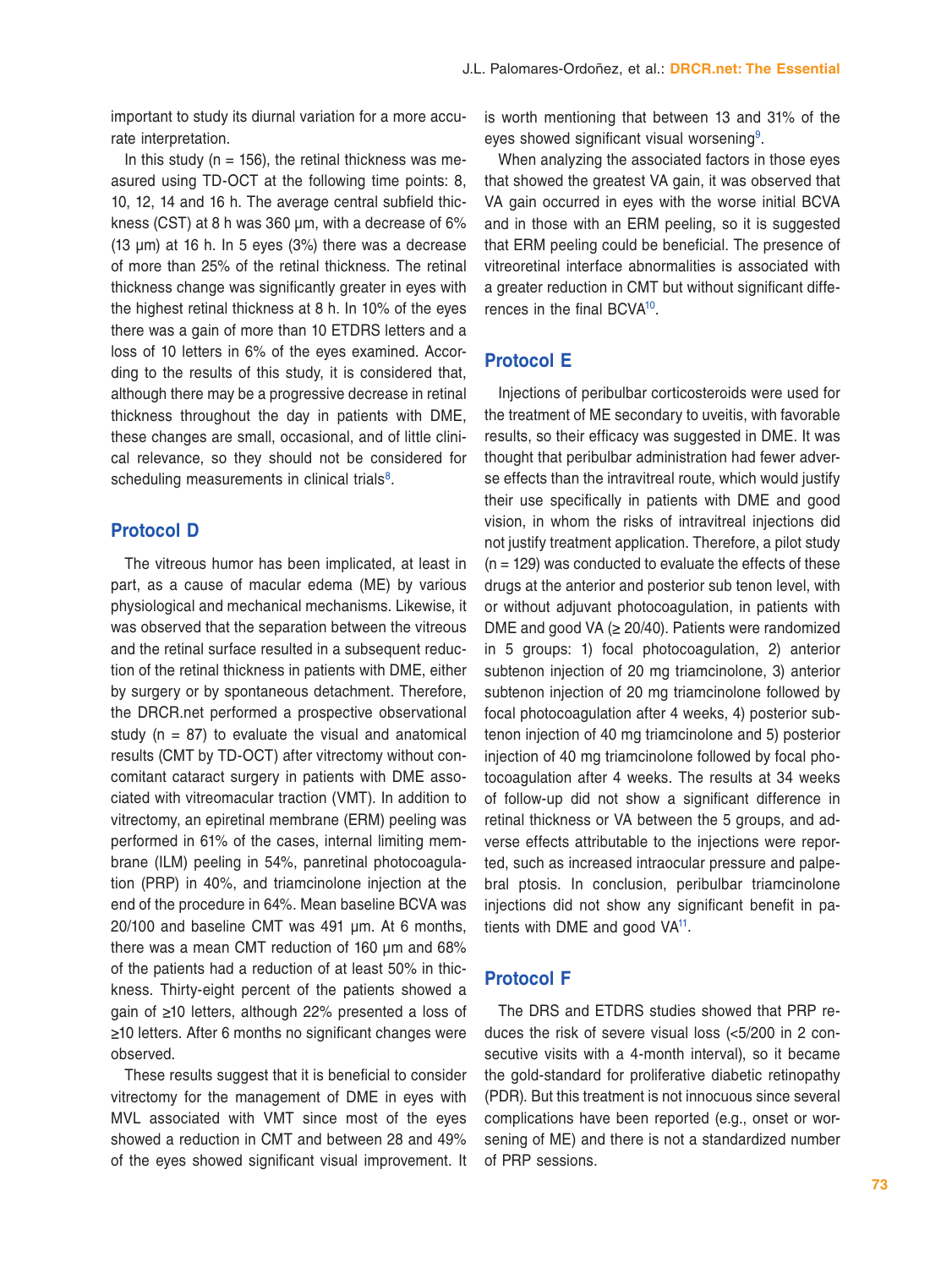important to study its diurnal variation for a more accurate interpretation.

In this study (n = 156), the retinal thickness was measured using TD-OCT at the following time points: 8, 10, 12, 14 and 16 h. The average central subfield thickness (CST) at 8 h was 360 µm, with a decrease of 6% (13 µm) at 16 h. In 5 eyes (3%) there was a decrease of more than 25% of the retinal thickness. The retinal thickness change was significantly greater in eyes with the highest retinal thickness at 8 h. In 10% of the eyes there was a gain of more than 10 ETDRS letters and a loss of 10 letters in 6% of the eyes examined. According to the results of this study, it is considered that, although there may be a progressive decrease in retinal thickness throughout the day in patients with DME, these changes are small, occasional, and of little clinical relevance, so they should not be considered for scheduling measurements in clinical trials[8].

## Protocol D

The vitreous humor has been implicated, at least in part, as a cause of macular edema (ME) by various physiological and mechanical mechanisms. Likewise, it was observed that the separation between the vitreous and the retinal surface resulted in a subsequent reduction of the retinal thickness in patients with DME, either by surgery or by spontaneous detachment. Therefore, the DRCR.net performed a prospective observational study (n = 87) to evaluate the visual and anatomical results (CMT by TD-OCT) after vitrectomy without concomitant cataract surgery in patients with DME associated with vitreomacular traction (VMT). In addition to vitrectomy, an epiretinal membrane (ERM) peeling was performed in 61% of the cases, internal limiting membrane (ILM) peeling in 54%, panretinal photocoagulation (PRP) in 40%, and triamcinolone injection at the end of the procedure in 64%. Mean baseline BCVA was 20/100 and baseline CMT was 491 µm. At 6 months, there was a mean CMT reduction of 160 µm and 68% of the patients had a reduction of at least 50% in thickness. Thirty-eight percent of the patients showed a gain of ≥10 letters, although 22% presented a loss of ≥10 letters. After 6 months no significant changes were observed.

These results suggest that it is beneficial to consider vitrectomy for the management of DME in eyes with MVL associated with VMT since most of the eyes showed a reduction in CMT and between 28 and 49% of the eyes showed significant visual improvement. It is worth mentioning that between 13 and 31% of the eyes showed significant visual worsening[9].

When analyzing the associated factors in those eyes that showed the greatest VA gain, it was observed that VA gain occurred in eyes with the worse initial BCVA and in those with an ERM peeling, so it is suggested that ERM peeling could be beneficial. The presence of vitreoretinal interface abnormalities is associated with a greater reduction in CMT but without significant differences in the final BCVA[10].

## Protocol E

Injections of peribulbar corticosteroids were used for the treatment of ME secondary to uveitis, with favorable results, so their efficacy was suggested in DME. It was thought that peribulbar administration had fewer adverse effects than the intravitreal route, which would justify their use specifically in patients with DME and good vision, in whom the risks of intravitreal injections did not justify treatment application. Therefore, a pilot study (n = 129) was conducted to evaluate the effects of these drugs at the anterior and posterior sub tenon level, with or without adjuvant photocoagulation, in patients with DME and good VA (≥ 20/40). Patients were randomized in 5 groups: 1) focal photocoagulation, 2) anterior subtenon injection of 20 mg triamcinolone, 3) anterior subtenon injection of 20 mg triamcinolone followed by focal photocoagulation after 4 weeks, 4) posterior subtenon injection of 40 mg triamcinolone and 5) posterior injection of 40 mg triamcinolone followed by focal photocoagulation after 4 weeks. The results at 34 weeks of follow-up did not show a significant difference in retinal thickness or VA between the 5 groups, and adverse effects attributable to the injections were reported, such as increased intraocular pressure and palpebral ptosis. In conclusion, peribulbar triamcinolone injections did not show any significant benefit in patients with DME and good VA[11].

## Protocol F

The DRS and ETDRS studies showed that PRP reduces the risk of severe visual loss (<5/200 in 2 consecutive visits with a 4-month interval), so it became the gold-standard for proliferative diabetic retinopathy (PDR). But this treatment is not innocuous since several complications have been reported (e.g., onset or worsening of ME) and there is not a standardized number of PRP sessions.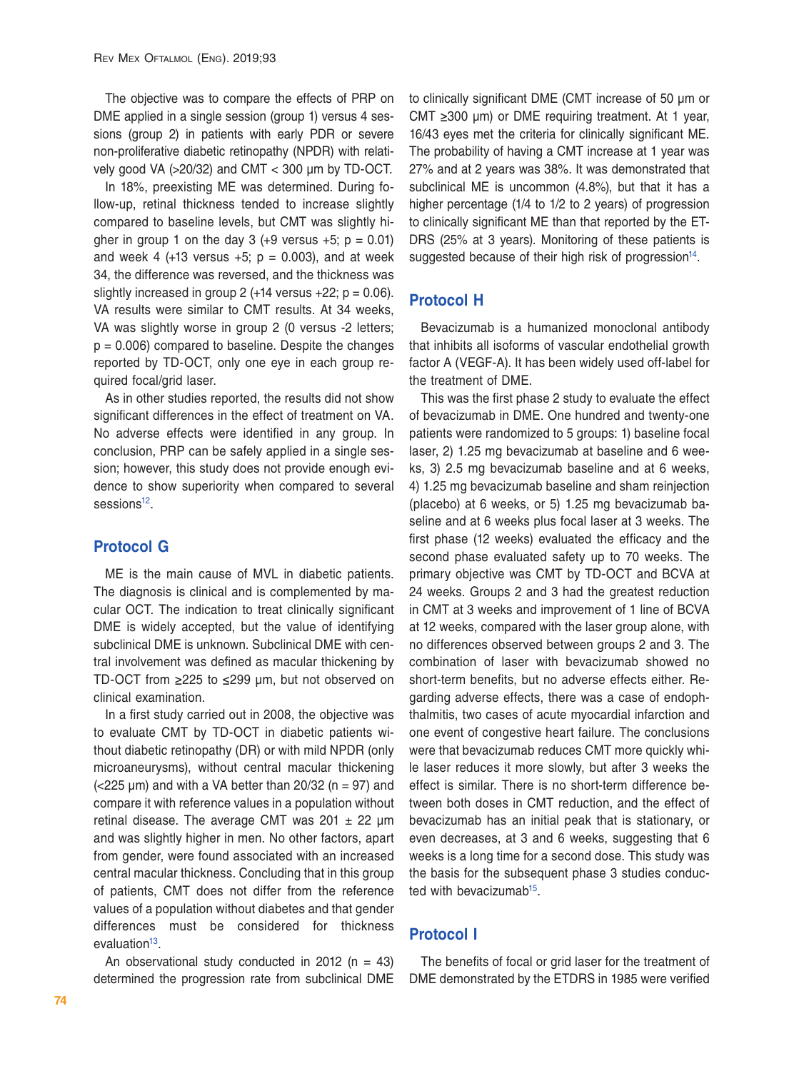The objective was to compare the effects of PRP on DME applied in a single session (group 1) versus 4 sessions (group 2) in patients with early PDR or severe non-proliferative diabetic retinopathy (NPDR) with relatively good VA (>20/32) and CMT < 300 µm by TD-OCT.

In 18%, preexisting ME was determined. During follow-up, retinal thickness tended to increase slightly compared to baseline levels, but CMT was slightly higher in group 1 on the day 3 (+9 versus +5; p = 0.01) and week 4 (+13 versus +5; p = 0.003), and at week 34, the difference was reversed, and the thickness was slightly increased in group 2 (+14 versus +22; p = 0.06). VA results were similar to CMT results. At 34 weeks, VA was slightly worse in group 2 (0 versus -2 letters; p = 0.006) compared to baseline. Despite the changes reported by TD-OCT, only one eye in each group required focal/grid laser.

As in other studies reported, the results did not show significant differences in the effect of treatment on VA. No adverse effects were identified in any group. In conclusion, PRP can be safely applied in a single session; however, this study does not provide enough evidence to show superiority when compared to several sessions[12].

## Protocol G

ME is the main cause of MVL in diabetic patients. The diagnosis is clinical and is complemented by macular OCT. The indication to treat clinically significant DME is widely accepted, but the value of identifying subclinical DME is unknown. Subclinical DME with central involvement was defined as macular thickening by TD-OCT from ≥225 to ≤299 µm, but not observed on clinical examination.

In a first study carried out in 2008, the objective was to evaluate CMT by TD-OCT in diabetic patients without diabetic retinopathy (DR) or with mild NPDR (only microaneurysms), without central macular thickening (<225 µm) and with a VA better than 20/32 (n = 97) and compare it with reference values in a population without retinal disease. The average CMT was 201 ± 22 µm and was slightly higher in men. No other factors, apart from gender, were found associated with an increased central macular thickness. Concluding that in this group of patients, CMT does not differ from the reference values of a population without diabetes and that gender differences must be considered for thickness evaluation[13].

An observational study conducted in 2012 (n = 43) determined the progression rate from subclinical DME to clinically significant DME (CMT increase of 50 µm or CMT ≥300 µm) or DME requiring treatment. At 1 year, 16/43 eyes met the criteria for clinically significant ME. The probability of having a CMT increase at 1 year was 27% and at 2 years was 38%. It was demonstrated that subclinical ME is uncommon (4.8%), but that it has a higher percentage (1/4 to 1/2 to 2 years) of progression to clinically significant ME than that reported by the ETDRS (25% at 3 years). Monitoring of these patients is suggested because of their high risk of progression[14].

## Protocol H

Bevacizumab is a humanized monoclonal antibody that inhibits all isoforms of vascular endothelial growth factor A (VEGF-A). It has been widely used off-label for the treatment of DME.

This was the first phase 2 study to evaluate the effect of bevacizumab in DME. One hundred and twenty-one patients were randomized to 5 groups: 1) baseline focal laser, 2) 1.25 mg bevacizumab at baseline and 6 weeks, 3) 2.5 mg bevacizumab baseline and at 6 weeks, 4) 1.25 mg bevacizumab baseline and sham reinjection (placebo) at 6 weeks, or 5) 1.25 mg bevacizumab baseline and at 6 weeks plus focal laser at 3 weeks. The first phase (12 weeks) evaluated the efficacy and the second phase evaluated safety up to 70 weeks. The primary objective was CMT by TD-OCT and BCVA at 24 weeks. Groups 2 and 3 had the greatest reduction in CMT at 3 weeks and improvement of 1 line of BCVA at 12 weeks, compared with the laser group alone, with no differences observed between groups 2 and 3. The combination of laser with bevacizumab showed no short-term benefits, but no adverse effects either. Regarding adverse effects, there was a case of endophthalmitis, two cases of acute myocardial infarction and one event of congestive heart failure. The conclusions were that bevacizumab reduces CMT more quickly while laser reduces it more slowly, but after 3 weeks the effect is similar. There is no short-term difference between both doses in CMT reduction, and the effect of bevacizumab has an initial peak that is stationary, or even decreases, at 3 and 6 weeks, suggesting that 6 weeks is a long time for a second dose. This study was the basis for the subsequent phase 3 studies conducted with bevacizumab[15].

## Protocol I

The benefits of focal or grid laser for the treatment of DME demonstrated by the ETDRS in 1985 were verified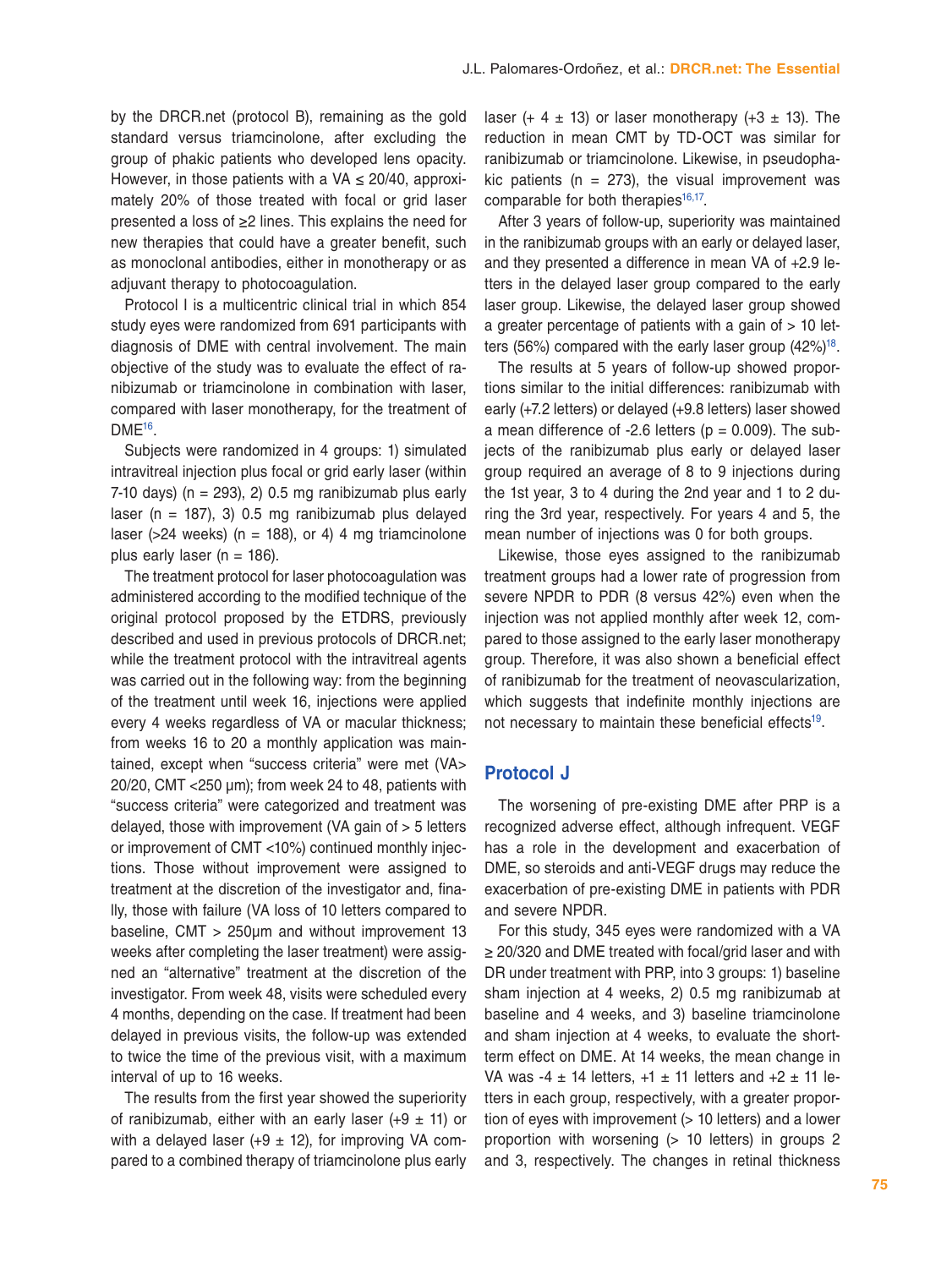by the DRCR.net (protocol B), remaining as the gold standard versus triamcinolone, after excluding the group of phakic patients who developed lens opacity. However, in those patients with a VA ≤ 20/40, approximately 20% of those treated with focal or grid laser presented a loss of ≥2 lines. This explains the need for new therapies that could have a greater benefit, such as monoclonal antibodies, either in monotherapy or as adjuvant therapy to photocoagulation.

Protocol I is a multicentric clinical trial in which 854 study eyes were randomized from 691 participants with diagnosis of DME with central involvement. The main objective of the study was to evaluate the effect of ranibizumab or triamcinolone in combination with laser, compared with laser monotherapy, for the treatment of DME[16].

Subjects were randomized in 4 groups: 1) simulated intravitreal injection plus focal or grid early laser (within 7-10 days) (n = 293), 2) 0.5 mg ranibizumab plus early laser (n = 187), 3) 0.5 mg ranibizumab plus delayed laser (>24 weeks) (n = 188), or 4) 4 mg triamcinolone plus early laser (n = 186).

The treatment protocol for laser photocoagulation was administered according to the modified technique of the original protocol proposed by the ETDRS, previously described and used in previous protocols of DRCR.net; while the treatment protocol with the intravitreal agents was carried out in the following way: from the beginning of the treatment until week 16, injections were applied every 4 weeks regardless of VA or macular thickness; from weeks 16 to 20 a monthly application was maintained, except when "success criteria" were met (VA> 20/20, CMT <250 μm); from week 24 to 48, patients with "success criteria" were categorized and treatment was delayed, those with improvement (VA gain of > 5 letters or improvement of CMT <10%) continued monthly injections. Those without improvement were assigned to treatment at the discretion of the investigator and, finally, those with failure (VA loss of 10 letters compared to baseline, CMT > 250μm and without improvement 13 weeks after completing the laser treatment) were assigned an "alternative" treatment at the discretion of the investigator. From week 48, visits were scheduled every 4 months, depending on the case. If treatment had been delayed in previous visits, the follow-up was extended to twice the time of the previous visit, with a maximum interval of up to 16 weeks.

The results from the first year showed the superiority of ranibizumab, either with an early laser (+9 ± 11) or with a delayed laser (+9 ± 12), for improving VA compared to a combined therapy of triamcinolone plus early laser (+ 4 ± 13) or laser monotherapy (+3 ± 13). The reduction in mean CMT by TD-OCT was similar for ranibizumab or triamcinolone. Likewise, in pseudophakic patients (n = 273), the visual improvement was comparable for both therapies[16,17].

After 3 years of follow-up, superiority was maintained in the ranibizumab groups with an early or delayed laser, and they presented a difference in mean VA of +2.9 letters in the delayed laser group compared to the early laser group. Likewise, the delayed laser group showed a greater percentage of patients with a gain of > 10 letters (56%) compared with the early laser group (42%)[18].

The results at 5 years of follow-up showed proportions similar to the initial differences: ranibizumab with early (+7.2 letters) or delayed (+9.8 letters) laser showed a mean difference of -2.6 letters (p = 0.009). The subjects of the ranibizumab plus early or delayed laser group required an average of 8 to 9 injections during the 1st year, 3 to 4 during the 2nd year and 1 to 2 during the 3rd year, respectively. For years 4 and 5, the mean number of injections was 0 for both groups.

Likewise, those eyes assigned to the ranibizumab treatment groups had a lower rate of progression from severe NPDR to PDR (8 versus 42%) even when the injection was not applied monthly after week 12, compared to those assigned to the early laser monotherapy group. Therefore, it was also shown a beneficial effect of ranibizumab for the treatment of neovascularization, which suggests that indefinite monthly injections are not necessary to maintain these beneficial effects[19].

## Protocol J

The worsening of pre-existing DME after PRP is a recognized adverse effect, although infrequent. VEGF has a role in the development and exacerbation of DME, so steroids and anti-VEGF drugs may reduce the exacerbation of pre-existing DME in patients with PDR and severe NPDR.

For this study, 345 eyes were randomized with a VA ≥ 20/320 and DME treated with focal/grid laser and with DR under treatment with PRP, into 3 groups: 1) baseline sham injection at 4 weeks, 2) 0.5 mg ranibizumab at baseline and 4 weeks, and 3) baseline triamcinolone and sham injection at 4 weeks, to evaluate the short-term effect on DME. At 14 weeks, the mean change in VA was -4 ± 14 letters, +1 ± 11 letters and +2 ± 11 letters in each group, respectively, with a greater proportion of eyes with improvement (> 10 letters) and a lower proportion with worsening (> 10 letters) in groups 2 and 3, respectively. The changes in retinal thickness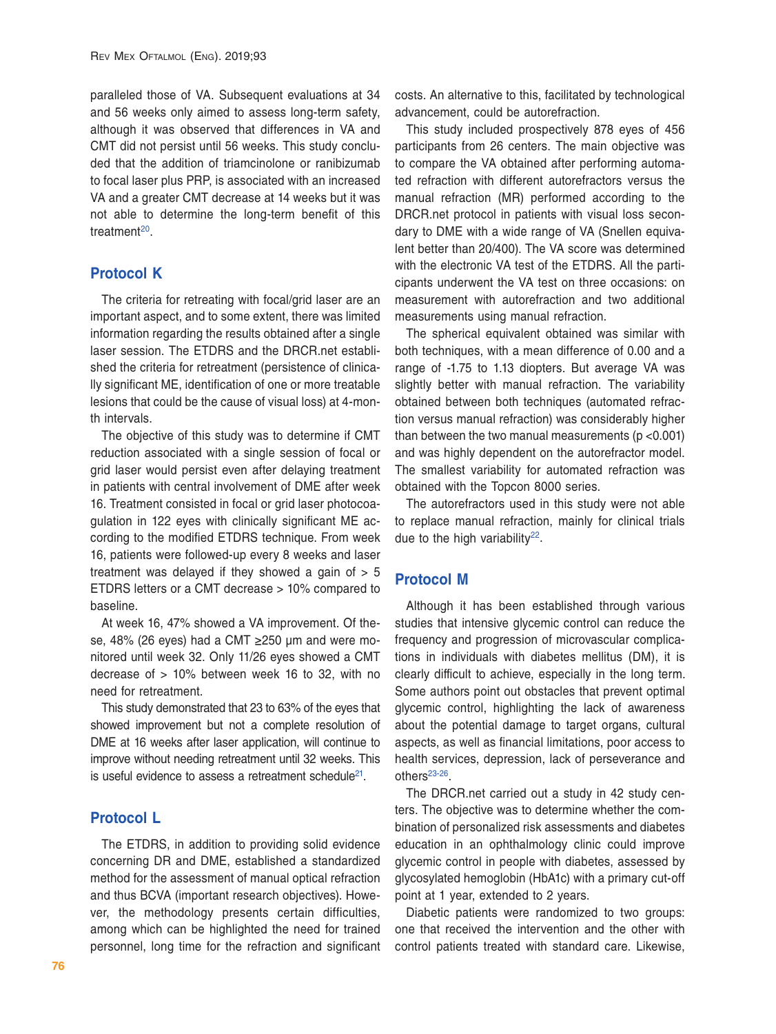paralleled those of VA. Subsequent evaluations at 34 and 56 weeks only aimed to assess long-term safety, although it was observed that differences in VA and CMT did not persist until 56 weeks. This study concluded that the addition of triamcinolone or ranibizumab to focal laser plus PRP, is associated with an increased VA and a greater CMT decrease at 14 weeks but it was not able to determine the long-term benefit of this treatment[20].

## Protocol K

The criteria for retreating with focal/grid laser are an important aspect, and to some extent, there was limited information regarding the results obtained after a single laser session. The ETDRS and the DRCR.net established the criteria for retreatment (persistence of clinically significant ME, identification of one or more treatable lesions that could be the cause of visual loss) at 4-month intervals.

The objective of this study was to determine if CMT reduction associated with a single session of focal or grid laser would persist even after delaying treatment in patients with central involvement of DME after week 16. Treatment consisted in focal or grid laser photocoagulation in 122 eyes with clinically significant ME according to the modified ETDRS technique. From week 16, patients were followed-up every 8 weeks and laser treatment was delayed if they showed a gain of > 5 ETDRS letters or a CMT decrease > 10% compared to baseline.

At week 16, 47% showed a VA improvement. Of these, 48% (26 eyes) had a CMT ≥250 µm and were monitored until week 32. Only 11/26 eyes showed a CMT decrease of > 10% between week 16 to 32, with no need for retreatment.

This study demonstrated that 23 to 63% of the eyes that showed improvement but not a complete resolution of DME at 16 weeks after laser application, will continue to improve without needing retreatment until 32 weeks. This is useful evidence to assess a retreatment schedule[21].

## Protocol L

The ETDRS, in addition to providing solid evidence concerning DR and DME, established a standardized method for the assessment of manual optical refraction and thus BCVA (important research objectives). However, the methodology presents certain difficulties, among which can be highlighted the need for trained personnel, long time for the refraction and significant costs. An alternative to this, facilitated by technological advancement, could be autorefraction.

This study included prospectively 878 eyes of 456 participants from 26 centers. The main objective was to compare the VA obtained after performing automated refraction with different autorefractors versus the manual refraction (MR) performed according to the DRCR.net protocol in patients with visual loss secondary to DME with a wide range of VA (Snellen equivalent better than 20/400). The VA score was determined with the electronic VA test of the ETDRS. All the participants underwent the VA test on three occasions: on measurement with autorefraction and two additional measurements using manual refraction.

The spherical equivalent obtained was similar with both techniques, with a mean difference of 0.00 and a range of -1.75 to 1.13 diopters. But average VA was slightly better with manual refraction. The variability obtained between both techniques (automated refraction versus manual refraction) was considerably higher than between the two manual measurements ($p < 0.001$) and was highly dependent on the autorefractor model. The smallest variability for automated refraction was obtained with the Topcon 8000 series.

The autorefractors used in this study were not able to replace manual refraction, mainly for clinical trials due to the high variability[22].

## Protocol M

Although it has been established through various studies that intensive glycemic control can reduce the frequency and progression of microvascular complications in individuals with diabetes mellitus (DM), it is clearly difficult to achieve, especially in the long term. Some authors point out obstacles that prevent optimal glycemic control, highlighting the lack of awareness about the potential damage to target organs, cultural aspects, as well as financial limitations, poor access to health services, depression, lack of perseverance and others[23-26].

The DRCR.net carried out a study in 42 study centers. The objective was to determine whether the combination of personalized risk assessments and diabetes education in an ophthalmology clinic could improve glycemic control in people with diabetes, assessed by glycosylated hemoglobin (HbA1c) with a primary cut-off point at 1 year, extended to 2 years.

Diabetic patients were randomized to two groups: one that received the intervention and the other with control patients treated with standard care. Likewise,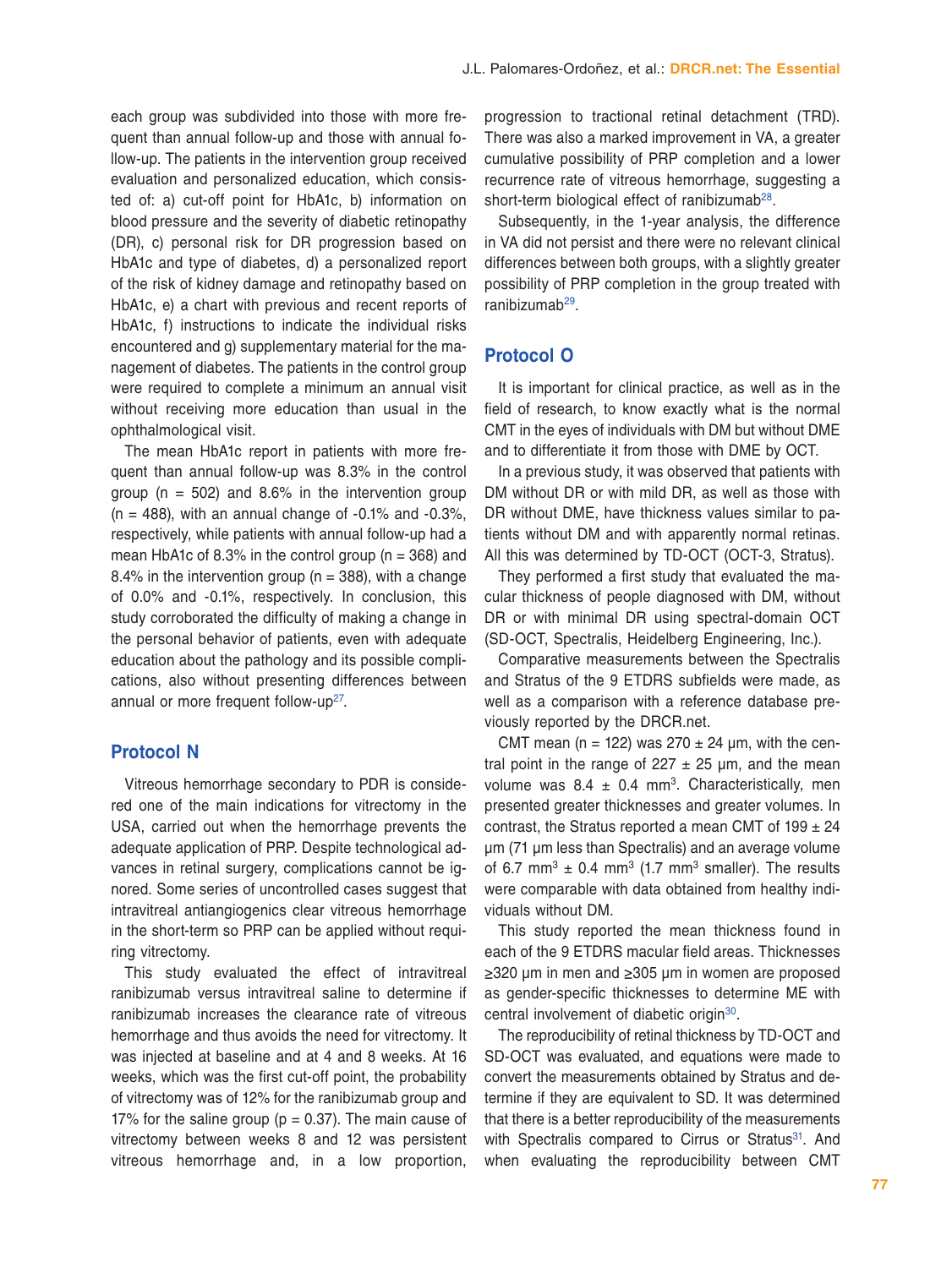each group was subdivided into those with more frequent than annual follow-up and those with annual follow-up. The patients in the intervention group received evaluation and personalized education, which consisted of: a) cut-off point for HbA1c, b) information on blood pressure and the severity of diabetic retinopathy (DR), c) personal risk for DR progression based on HbA1c and type of diabetes, d) a personalized report of the risk of kidney damage and retinopathy based on HbA1c, e) a chart with previous and recent reports of HbA1c, f) instructions to indicate the individual risks encountered and g) supplementary material for the management of diabetes. The patients in the control group were required to complete a minimum an annual visit without receiving more education than usual in the ophthalmological visit.

The mean HbA1c report in patients with more frequent than annual follow-up was 8.3% in the control group (n = 502) and 8.6% in the intervention group (n = 488), with an annual change of -0.1% and -0.3%, respectively, while patients with annual follow-up had a mean HbA1c of 8.3% in the control group (n = 368) and 8.4% in the intervention group (n = 388), with a change of 0.0% and -0.1%, respectively. In conclusion, this study corroborated the difficulty of making a change in the personal behavior of patients, even with adequate education about the pathology and its possible complications, also without presenting differences between annual or more frequent follow-up[27].

## Protocol N

Vitreous hemorrhage secondary to PDR is considered one of the main indications for vitrectomy in the USA, carried out when the hemorrhage prevents the adequate application of PRP. Despite technological advances in retinal surgery, complications cannot be ignored. Some series of uncontrolled cases suggest that intravitreal antiangiogenics clear vitreous hemorrhage in the short-term so PRP can be applied without requiring vitrectomy.

This study evaluated the effect of intravitreal ranibizumab versus intravitreal saline to determine if ranibizumab increases the clearance rate of vitreous hemorrhage and thus avoids the need for vitrectomy. It was injected at baseline and at 4 and 8 weeks. At 16 weeks, which was the first cut-off point, the probability of vitrectomy was of 12% for the ranibizumab group and 17% for the saline group (p = 0.37). The main cause of vitrectomy between weeks 8 and 12 was persistent vitreous hemorrhage and, in a low proportion, progression to tractional retinal detachment (TRD). There was also a marked improvement in VA, a greater cumulative possibility of PRP completion and a lower recurrence rate of vitreous hemorrhage, suggesting a short-term biological effect of ranibizumab[28].

Subsequently, in the 1-year analysis, the difference in VA did not persist and there were no relevant clinical differences between both groups, with a slightly greater possibility of PRP completion in the group treated with ranibizumab[29].

## Protocol O

It is important for clinical practice, as well as in the field of research, to know exactly what is the normal CMT in the eyes of individuals with DM but without DME and to differentiate it from those with DME by OCT.

In a previous study, it was observed that patients with DM without DR or with mild DR, as well as those with DR without DME, have thickness values similar to patients without DM and with apparently normal retinas. All this was determined by TD-OCT (OCT-3, Stratus).

They performed a first study that evaluated the macular thickness of people diagnosed with DM, without DR or with minimal DR using spectral-domain OCT (SD-OCT, Spectralis, Heidelberg Engineering, Inc.).

Comparative measurements between the Spectralis and Stratus of the 9 ETDRS subfields were made, as well as a comparison with a reference database previously reported by the DRCR.net.

CMT mean (n = 122) was 270 ± 24 μm, with the central point in the range of 227 ± 25 μm, and the mean volume was 8.4 ± 0.4 $mm^3$. Characteristically, men presented greater thicknesses and greater volumes. In contrast, the Stratus reported a mean CMT of 199 ± 24 μm (71 μm less than Spectralis) and an average volume of 6.7 $mm^3$ ± 0.4 $mm^3$ (1.7 $mm^3$ smaller). The results were comparable with data obtained from healthy individuals without DM.

This study reported the mean thickness found in each of the 9 ETDRS macular field areas. Thicknesses ≥320 μm in men and ≥305 μm in women are proposed as gender-specific thicknesses to determine ME with central involvement of diabetic origin[30].

The reproducibility of retinal thickness by TD-OCT and SD-OCT was evaluated, and equations were made to convert the measurements obtained by Stratus and determine if they are equivalent to SD. It was determined that there is a better reproducibility of the measurements with Spectralis compared to Cirrus or Stratus[31]. And when evaluating the reproducibility between CMT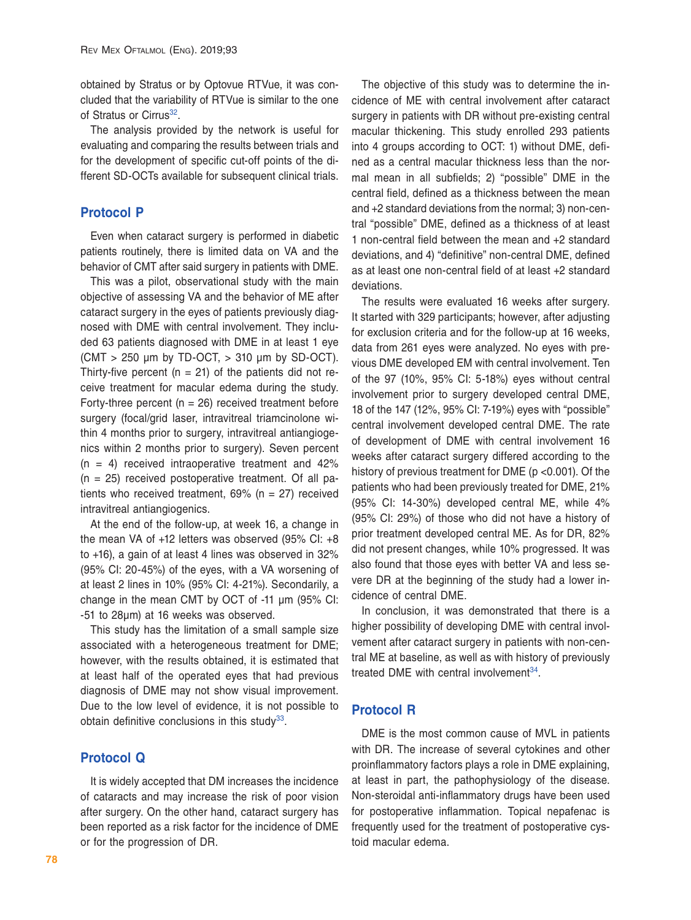obtained by Stratus or by Optovue RTVue, it was concluded that the variability of RTVue is similar to the one of Stratus or Cirrus[32].

The analysis provided by the network is useful for evaluating and comparing the results between trials and for the development of specific cut-off points of the different SD-OCTs available for subsequent clinical trials.

## Protocol P

Even when cataract surgery is performed in diabetic patients routinely, there is limited data on VA and the behavior of CMT after said surgery in patients with DME.

This was a pilot, observational study with the main objective of assessing VA and the behavior of ME after cataract surgery in the eyes of patients previously diagnosed with DME with central involvement. They included 63 patients diagnosed with DME in at least 1 eye (CMT > 250 µm by TD-OCT, > 310 µm by SD-OCT). Thirty-five percent (n = 21) of the patients did not receive treatment for macular edema during the study. Forty-three percent (n = 26) received treatment before surgery (focal/grid laser, intravitreal triamcinolone within 4 months prior to surgery, intravitreal antiangiogenics within 2 months prior to surgery). Seven percent (n = 4) received intraoperative treatment and 42% (n = 25) received postoperative treatment. Of all patients who received treatment, 69% (n = 27) received intravitreal antiangiogenics.

At the end of the follow-up, at week 16, a change in the mean VA of +12 letters was observed (95% CI: +8 to +16), a gain of at least 4 lines was observed in 32% (95% CI: 20-45%) of the eyes, with a VA worsening of at least 2 lines in 10% (95% CI: 4-21%). Secondarily, a change in the mean CMT by OCT of -11 µm (95% CI: -51 to 28µm) at 16 weeks was observed.

This study has the limitation of a small sample size associated with a heterogeneous treatment for DME; however, with the results obtained, it is estimated that at least half of the operated eyes that had previous diagnosis of DME may not show visual improvement. Due to the low level of evidence, it is not possible to obtain definitive conclusions in this study[33].

## Protocol Q

It is widely accepted that DM increases the incidence of cataracts and may increase the risk of poor vision after surgery. On the other hand, cataract surgery has been reported as a risk factor for the incidence of DME or for the progression of DR.

The objective of this study was to determine the incidence of ME with central involvement after cataract surgery in patients with DR without pre-existing central macular thickening. This study enrolled 293 patients into 4 groups according to OCT: 1) without DME, defined as a central macular thickness less than the normal mean in all subfields; 2) "possible" DME in the central field, defined as a thickness between the mean and +2 standard deviations from the normal; 3) non-central "possible" DME, defined as a thickness of at least 1 non-central field between the mean and +2 standard deviations, and 4) "definitive" non-central DME, defined as at least one non-central field of at least +2 standard deviations.

The results were evaluated 16 weeks after surgery. It started with 329 participants; however, after adjusting for exclusion criteria and for the follow-up at 16 weeks, data from 261 eyes were analyzed. No eyes with previous DME developed EM with central involvement. Ten of the 97 (10%, 95% CI: 5-18%) eyes without central involvement prior to surgery developed central DME, 18 of the 147 (12%, 95% CI: 7-19%) eyes with "possible" central involvement developed central DME. The rate of development of DME with central involvement 16 weeks after cataract surgery differed according to the history of previous treatment for DME ($p < 0.001$). Of the patients who had been previously treated for DME, 21% (95% CI: 14-30%) developed central ME, while 4% (95% CI: 29%) of those who did not have a history of prior treatment developed central ME. As for DR, 82% did not present changes, while 10% progressed. It was also found that those eyes with better VA and less severe DR at the beginning of the study had a lower incidence of central DME.

In conclusion, it was demonstrated that there is a higher possibility of developing DME with central involvement after cataract surgery in patients with non-central ME at baseline, as well as with history of previously treated DME with central involvement[34].

## Protocol R

DME is the most common cause of MVL in patients with DR. The increase of several cytokines and other proinflammatory factors plays a role in DME explaining, at least in part, the pathophysiology of the disease. Non-steroidal anti-inflammatory drugs have been used for postoperative inflammation. Topical nepafenac is frequently used for the treatment of postoperative cystoid macular edema.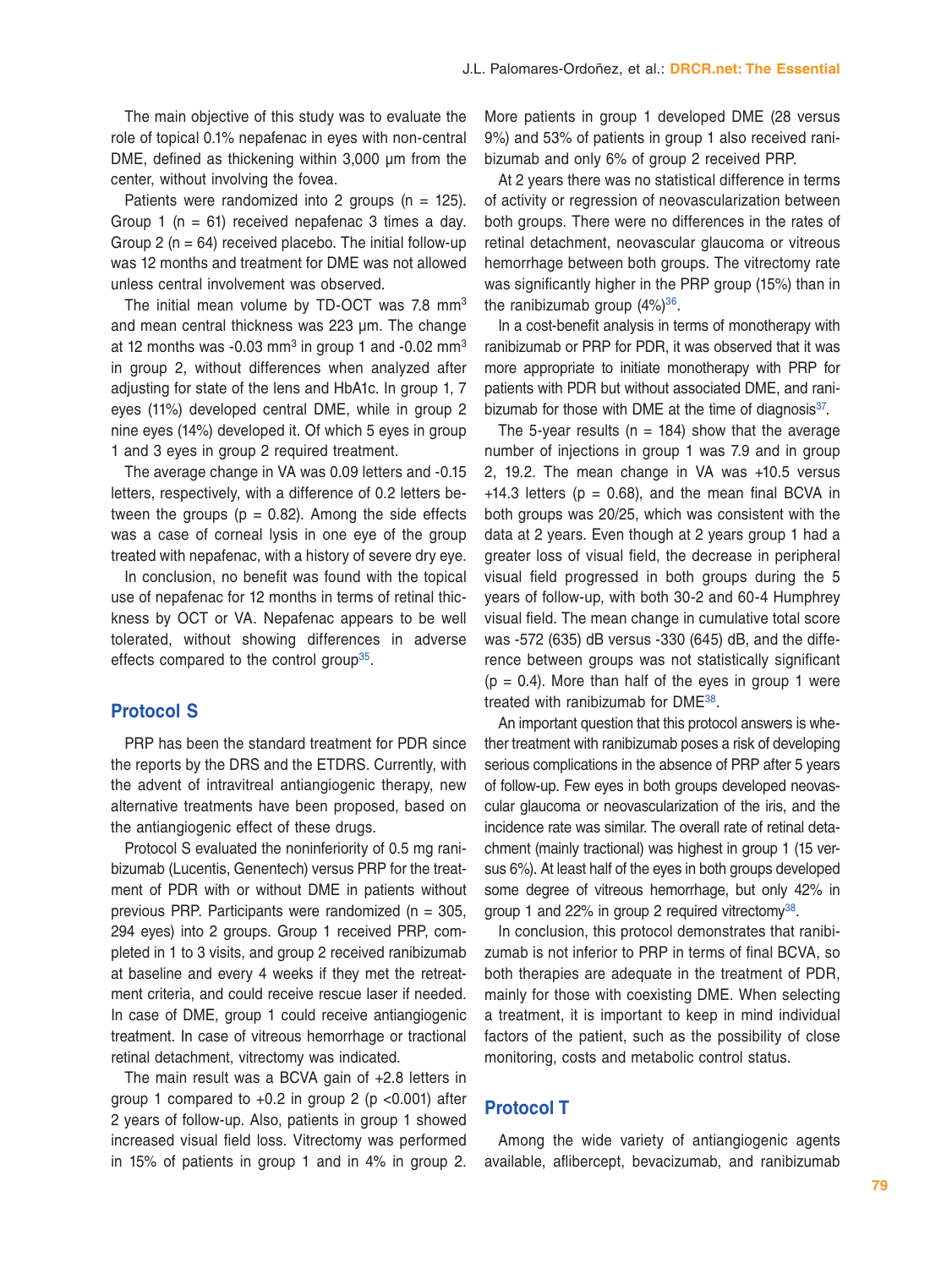The main objective of this study was to evaluate the role of topical 0.1% nepafenac in eyes with non-central DME, defined as thickening within 3,000 μm from the center, without involving the fovea.

Patients were randomized into 2 groups (n = 125). Group 1 (n = 61) received nepafenac 3 times a day. Group 2 (n = 64) received placebo. The initial follow-up was 12 months and treatment for DME was not allowed unless central involvement was observed.

The initial mean volume by TD-OCT was 7.8 $mm^3$ and mean central thickness was 223 μm. The change at 12 months was -0.03 $mm^3$ in group 1 and -0.02 $mm^3$ in group 2, without differences when analyzed after adjusting for state of the lens and HbA1c. In group 1, 7 eyes (11%) developed central DME, while in group 2 nine eyes (14%) developed it. Of which 5 eyes in group 1 and 3 eyes in group 2 required treatment.

The average change in VA was 0.09 letters and -0.15 letters, respectively, with a difference of 0.2 letters between the groups (p = 0.82). Among the side effects was a case of corneal lysis in one eye of the group treated with nepafenac, with a history of severe dry eye.

In conclusion, no benefit was found with the topical use of nepafenac for 12 months in terms of retinal thickness by OCT or VA. Nepafenac appears to be well tolerated, without showing differences in adverse effects compared to the control group[35].

## Protocol S

PRP has been the standard treatment for PDR since the reports by the DRS and the ETDRS. Currently, with the advent of intravitreal antiangiogenic therapy, new alternative treatments have been proposed, based on the antiangiogenic effect of these drugs.

Protocol S evaluated the noninferiority of 0.5 mg ranibizumab (Lucentis, Genentech) versus PRP for the treatment of PDR with or without DME in patients without previous PRP. Participants were randomized (n = 305, 294 eyes) into 2 groups. Group 1 received PRP, completed in 1 to 3 visits, and group 2 received ranibizumab at baseline and every 4 weeks if they met the retreatment criteria, and could receive rescue laser if needed. In case of DME, group 1 could receive antiangiogenic treatment. In case of vitreous hemorrhage or tractional retinal detachment, vitrectomy was indicated.

The main result was a BCVA gain of +2.8 letters in group 1 compared to +0.2 in group 2 (p <0.001) after 2 years of follow-up. Also, patients in group 1 showed increased visual field loss. Vitrectomy was performed in 15% of patients in group 1 and in 4% in group 2. More patients in group 1 developed DME (28 versus 9%) and 53% of patients in group 1 also received ranibizumab and only 6% of group 2 received PRP.

At 2 years there was no statistical difference in terms of activity or regression of neovascularization between both groups. There were no differences in the rates of retinal detachment, neovascular glaucoma or vitreous hemorrhage between both groups. The vitrectomy rate was significantly higher in the PRP group (15%) than in the ranibizumab group (4%)[36].

In a cost-benefit analysis in terms of monotherapy with ranibizumab or PRP for PDR, it was observed that it was more appropriate to initiate monotherapy with PRP for patients with PDR but without associated DME, and ranibizumab for those with DME at the time of diagnosis[37].

The 5-year results (n = 184) show that the average number of injections in group 1 was 7.9 and in group 2, 19.2. The mean change in VA was +10.5 versus +14.3 letters (p = 0.68), and the mean final BCVA in both groups was 20/25, which was consistent with the data at 2 years. Even though at 2 years group 1 had a greater loss of visual field, the decrease in peripheral visual field progressed in both groups during the 5 years of follow-up, with both 30-2 and 60-4 Humphrey visual field. The mean change in cumulative total score was -572 (635) dB versus -330 (645) dB, and the difference between groups was not statistically significant (p = 0.4). More than half of the eyes in group 1 were treated with ranibizumab for DME[38].

An important question that this protocol answers is whether treatment with ranibizumab poses a risk of developing serious complications in the absence of PRP after 5 years of follow-up. Few eyes in both groups developed neovascular glaucoma or neovascularization of the iris, and the incidence rate was similar. The overall rate of retinal detachment (mainly tractional) was highest in group 1 (15 versus 6%). At least half of the eyes in both groups developed some degree of vitreous hemorrhage, but only 42% in group 1 and 22% in group 2 required vitrectomy[38].

In conclusion, this protocol demonstrates that ranibizumab is not inferior to PRP in terms of final BCVA, so both therapies are adequate in the treatment of PDR, mainly for those with coexisting DME. When selecting a treatment, it is important to keep in mind individual factors of the patient, such as the possibility of close monitoring, costs and metabolic control status.

## Protocol T

Among the wide variety of antiangiogenic agents available, aflibercept, bevacizumab, and ranibizumab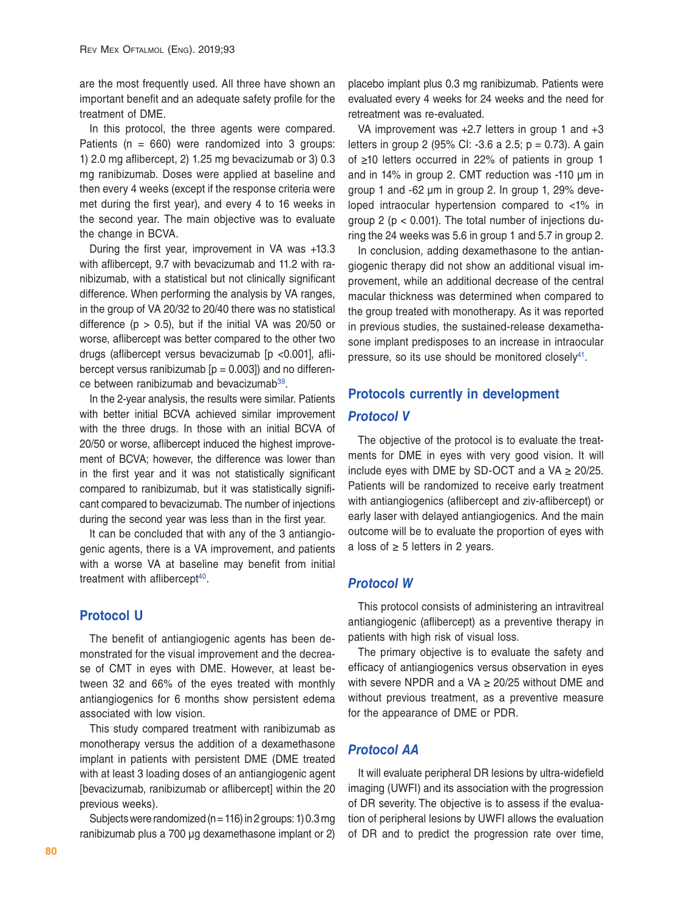are the most frequently used. All three have shown an important benefit and an adequate safety profile for the treatment of DME.

In this protocol, the three agents were compared. Patients (n = 660) were randomized into 3 groups: 1) 2.0 mg aflibercept, 2) 1.25 mg bevacizumab or 3) 0.3 mg ranibizumab. Doses were applied at baseline and then every 4 weeks (except if the response criteria were met during the first year), and every 4 to 16 weeks in the second year. The main objective was to evaluate the change in BCVA.

During the first year, improvement in VA was +13.3 with aflibercept, 9.7 with bevacizumab and 11.2 with ranibizumab, with a statistical but not clinically significant difference. When performing the analysis by VA ranges, in the group of VA 20/32 to 20/40 there was no statistical difference ($p > 0.5$), but if the initial VA was 20/50 or worse, aflibercept was better compared to the other two drugs (aflibercept versus bevacizumab [$p < 0.001$], aflibercept versus ranibizumab [$p = 0.003$]) and no difference between ranibizumab and bevacizumab[39].

In the 2-year analysis, the results were similar. Patients with better initial BCVA achieved similar improvement with the three drugs. In those with an initial BCVA of 20/50 or worse, aflibercept induced the highest improvement of BCVA; however, the difference was lower than in the first year and it was not statistically significant compared to ranibizumab, but it was statistically significant compared to bevacizumab. The number of injections during the second year was less than in the first year.

It can be concluded that with any of the 3 antiangiogenic agents, there is a VA improvement, and patients with a worse VA at baseline may benefit from initial treatment with aflibercept[40].

## Protocol U

The benefit of antiangiogenic agents has been demonstrated for the visual improvement and the decrease of CMT in eyes with DME. However, at least between 32 and 66% of the eyes treated with monthly antiangiogenics for 6 months show persistent edema associated with low vision.

This study compared treatment with ranibizumab as monotherapy versus the addition of a dexamethasone implant in patients with persistent DME (DME treated with at least 3 loading doses of an antiangiogenic agent [bevacizumab, ranibizumab or aflibercept] within the 20 previous weeks).

Subjects were randomized (n = 116) in 2 groups: 1) 0.3 mg ranibizumab plus a 700 µg dexamethasone implant or 2) placebo implant plus 0.3 mg ranibizumab. Patients were evaluated every 4 weeks for 24 weeks and the need for retreatment was re-evaluated.

VA improvement was +2.7 letters in group 1 and +3 letters in group 2 (95% CI: -3.6 a 2.5; $p = 0.73$). A gain of ≥10 letters occurred in 22% of patients in group 1 and in 14% in group 2. CMT reduction was -110 µm in group 1 and -62 µm in group 2. In group 1, 29% developed intraocular hypertension compared to <1% in group 2 ($p < 0.001$). The total number of injections during the 24 weeks was 5.6 in group 1 and 5.7 in group 2.

In conclusion, adding dexamethasone to the antiangiogenic therapy did not show an additional visual improvement, while an additional decrease of the central macular thickness was determined when compared to the group treated with monotherapy. As it was reported in previous studies, the sustained-release dexamethasone implant predisposes to an increase in intraocular pressure, so its use should be monitored closely[41].

## Protocols currently in development

### Protocol V

The objective of the protocol is to evaluate the treatments for DME in eyes with very good vision. It will include eyes with DME by SD-OCT and a VA ≥ 20/25. Patients will be randomized to receive early treatment with antiangiogenics (aflibercept and ziv-aflibercept) or early laser with delayed antiangiogenics. And the main outcome will be to evaluate the proportion of eyes with a loss of ≥ 5 letters in 2 years.

### Protocol W

This protocol consists of administering an intravitreal antiangiogenic (aflibercept) as a preventive therapy in patients with high risk of visual loss.

The primary objective is to evaluate the safety and efficacy of antiangiogenics versus observation in eyes with severe NPDR and a VA ≥ 20/25 without DME and without previous treatment, as a preventive measure for the appearance of DME or PDR.

### Protocol AA

It will evaluate peripheral DR lesions by ultra-widefield imaging (UWFI) and its association with the progression of DR severity. The objective is to assess if the evaluation of peripheral lesions by UWFI allows the evaluation of DR and to predict the progression rate over time,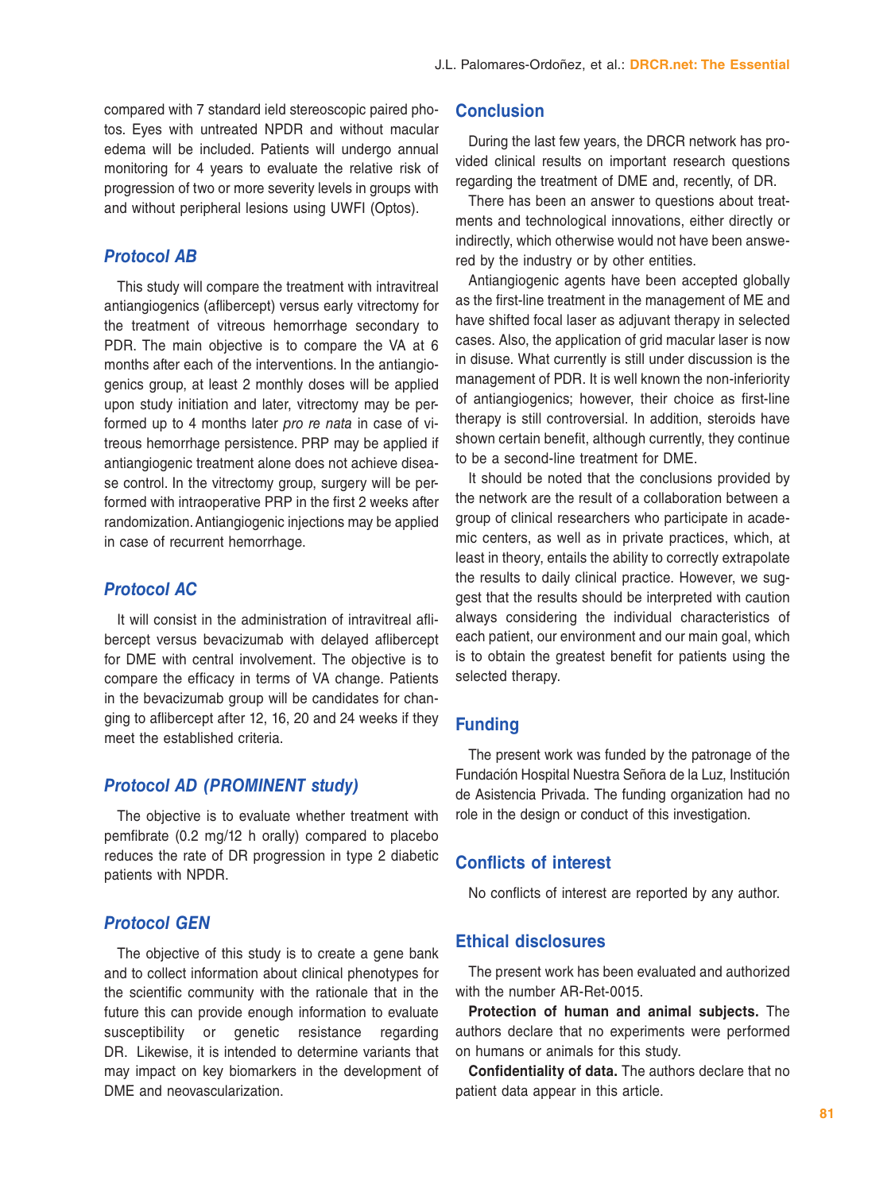compared with 7 standard ield stereoscopic paired photos. Eyes with untreated NPDR and without macular edema will be included. Patients will undergo annual monitoring for 4 years to evaluate the relative risk of progression of two or more severity levels in groups with and without peripheral lesions using UWFI (Optos).

## *Protocol AB*

This study will compare the treatment with intravitreal antiangiogenics (aflibercept) versus early vitrectomy for the treatment of vitreous hemorrhage secondary to PDR. The main objective is to compare the VA at 6 months after each of the interventions. In the antiangiogenics group, at least 2 monthly doses will be applied upon study initiation and later, vitrectomy may be performed up to 4 months later *pro re nata* in case of vitreous hemorrhage persistence. PRP may be applied if antiangiogenic treatment alone does not achieve disease control. In the vitrectomy group, surgery will be performed with intraoperative PRP in the first 2 weeks after randomization. Antiangiogenic injections may be applied in case of recurrent hemorrhage.

## *Protocol AC*

It will consist in the administration of intravitreal aflibercept versus bevacizumab with delayed aflibercept for DME with central involvement. The objective is to compare the efficacy in terms of VA change. Patients in the bevacizumab group will be candidates for changing to aflibercept after 12, 16, 20 and 24 weeks if they meet the established criteria.

## *Protocol AD (PROMINENT study)*

The objective is to evaluate whether treatment with pemfibrate (0.2 mg/12 h orally) compared to placebo reduces the rate of DR progression in type 2 diabetic patients with NPDR.

## *Protocol GEN*

The objective of this study is to create a gene bank and to collect information about clinical phenotypes for the scientific community with the rationale that in the future this can provide enough information to evaluate susceptibility or genetic resistance regarding DR. Likewise, it is intended to determine variants that may impact on key biomarkers in the development of DME and neovascularization.

## Conclusion

During the last few years, the DRCR network has provided clinical results on important research questions regarding the treatment of DME and, recently, of DR.

There has been an answer to questions about treatments and technological innovations, either directly or indirectly, which otherwise would not have been answered by the industry or by other entities.

Antiangiogenic agents have been accepted globally as the first-line treatment in the management of ME and have shifted focal laser as adjuvant therapy in selected cases. Also, the application of grid macular laser is now in disuse. What currently is still under discussion is the management of PDR. It is well known the non-inferiority of antiangiogenics; however, their choice as first-line therapy is still controversial. In addition, steroids have shown certain benefit, although currently, they continue to be a second-line treatment for DME.

It should be noted that the conclusions provided by the network are the result of a collaboration between a group of clinical researchers who participate in academic centers, as well as in private practices, which, at least in theory, entails the ability to correctly extrapolate the results to daily clinical practice. However, we suggest that the results should be interpreted with caution always considering the individual characteristics of each patient, our environment and our main goal, which is to obtain the greatest benefit for patients using the selected therapy.

## Funding

The present work was funded by the patronage of the Fundación Hospital Nuestra Señora de la Luz, Institución de Asistencia Privada. The funding organization had no role in the design or conduct of this investigation.

## Conflicts of interest

No conflicts of interest are reported by any author.

## Ethical disclosures

The present work has been evaluated and authorized with the number AR-Ret-0015.

**Protection of human and animal subjects.** The authors declare that no experiments were performed on humans or animals for this study.

**Confidentiality of data.** The authors declare that no patient data appear in this article.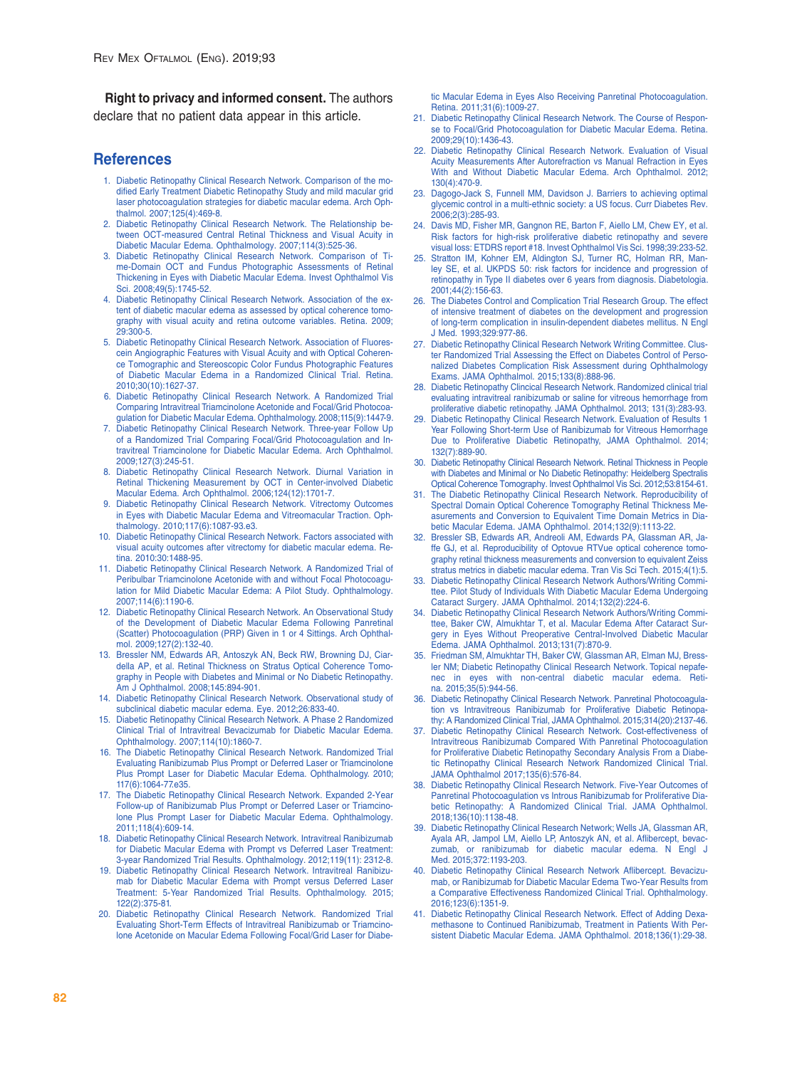**Right to privacy and informed consent.** The authors declare that no patient data appear in this article.

## References

1. Diabetic Retinopathy Clinical Research Network. Comparison of the modified Early Treatment Diabetic Retinopathy Study and mild macular grid laser photocoagulation strategies for diabetic macular edema. Arch Ophthalmol. 2007;125(4):469-8.
2. Diabetic Retinopathy Clinical Research Network. The Relationship between OCT-measured Central Retinal Thickness and Visual Acuity in Diabetic Macular Edema. Ophthalmology. 2007;114(3):525-36.
3. Diabetic Retinopathy Clinical Research Network. Comparison of Time-Domain OCT and Fundus Photographic Assessments of Retinal Thickening in Eyes with Diabetic Macular Edema. Invest Ophthalmol Vis Sci. 2008;49(5):1745-52.
4. Diabetic Retinopathy Clinical Research Network. Association of the extent of diabetic macular edema as assessed by optical coherence tomography with visual acuity and retina outcome variables. Retina. 2009; 29:300-5.
5. Diabetic Retinopathy Clinical Research Network. Association of Fluorescein Angiographic Features with Visual Acuity and with Optical Coherence Tomographic and Stereoscopic Color Fundus Photographic Features of Diabetic Macular Edema in a Randomized Clinical Trial. Retina. 2010;30(10):1627-37.
6. Diabetic Retinopathy Clinical Research Network. A Randomized Trial Comparing Intravitreal Triamcinolone Acetonide and Focal/Grid Photocoagulation for Diabetic Macular Edema. Ophthalmology. 2008;115(9):1447-9.
7. Diabetic Retinopathy Clinical Research Network. Three-year Follow Up of a Randomized Trial Comparing Focal/Grid Photocoagulation and Intravitreal Triamcinolone for Diabetic Macular Edema. Arch Ophthalmol. 2009;127(3):245-51.
8. Diabetic Retinopathy Clinical Research Network. Diurnal Variation in Retinal Thickening Measurement by OCT in Center-involved Diabetic Macular Edema. Arch Ophthalmol. 2006;124(12):1701-7.
9. Diabetic Retinopathy Clinical Research Network. Vitrectomy Outcomes in Eyes with Diabetic Macular Edema and Vitreomacular Traction. Ophthalmology. 2010;117(6):1087-93.e3.
10. Diabetic Retinopathy Clinical Research Network. Factors associated with visual acuity outcomes after vitrectomy for diabetic macular edema. Retina. 2010:30:1488-95.
11. Diabetic Retinopathy Clinical Research Network. A Randomized Trial of Peribulbar Triamcinolone Acetonide with and without Focal Photocoagulation for Mild Diabetic Macular Edema: A Pilot Study. Ophthalmology. 2007;114(6):1190-6.
12. Diabetic Retinopathy Clinical Research Network. An Observational Study of the Development of Diabetic Macular Edema Following Panretinal (Scatter) Photocoagulation (PRP) Given in 1 or 4 Sittings. Arch Ophthalmol. 2009;127(2):132-40.
13. Bressler NM, Edwards AR, Antoszyk AN, Beck RW, Browning DJ, Ciardella AP, et al. Retinal Thickness on Stratus Optical Coherence Tomography in People with Diabetes and Minimal or No Diabetic Retinopathy. Am J Ophthalmol. 2008;145:894-901.
14. Diabetic Retinopathy Clinical Research Network. Observational study of subclinical diabetic macular edema. Eye. 2012;26:833-40.
15. Diabetic Retinopathy Clinical Research Network. A Phase 2 Randomized Clinical Trial of Intravitreal Bevacizumab for Diabetic Macular Edema. Ophthalmology. 2007;114(10):1860-7.
16. The Diabetic Retinopathy Clinical Research Network. Randomized Trial Evaluating Ranibizumab Plus Prompt or Deferred Laser or Triamcinolone Plus Prompt Laser for Diabetic Macular Edema. Ophthalmology. 2010; 117(6):1064-77.e35.
17. The Diabetic Retinopathy Clinical Research Network. Expanded 2-Year Follow-up of Ranibizumab Plus Prompt or Deferred Laser or Triamcinolone Plus Prompt Laser for Diabetic Macular Edema. Ophthalmology. 2011;118(4):609-14.
18. Diabetic Retinopathy Clinical Research Network. Intravitreal Ranibizumab for Diabetic Macular Edema with Prompt vs Deferred Laser Treatment: 3-year Randomized Trial Results. Ophthalmology. 2012;119(11): 2312-8.
19. Diabetic Retinopathy Clinical Research Network. Intravitreal Ranibizumab for Diabetic Macular Edema with Prompt versus Deferred Laser Treatment: 5-Year Randomized Trial Results. Ophthalmology. 2015; 122(2):375-81.
20. Diabetic Retinopathy Clinical Research Network. Randomized Trial Evaluating Short-Term Effects of Intravitreal Ranibizumab or Triamcinolone Acetonide on Macular Edema Following Focal/Grid Laser for Diabetic Macular Edema in Eyes Also Receiving Panretinal Photocoagulation. Retina. 2011;31(6):1009-27.
21. Diabetic Retinopathy Clinical Research Network. The Course of Response to Focal/Grid Photocoagulation for Diabetic Macular Edema. Retina. 2009;29(10):1436-43.
22. Diabetic Retinopathy Clinical Research Network. Evaluation of Visual Acuity Measurements After Autorefraction vs Manual Refraction in Eyes With and Without Diabetic Macular Edema. Arch Ophthalmol. 2012; 130(4):470-9.
23. Dagogo-Jack S, Funnell MM, Davidson J. Barriers to achieving optimal glycemic control in a multi-ethnic society: a US focus. Curr Diabetes Rev. 2006;2(3):285-93.
24. Davis MD, Fisher MR, Gangnon RE, Barton F, Aiello LM, Chew EY, et al. Risk factors for high-risk proliferative diabetic retinopathy and severe visual loss: ETDRS report #18. Invest Ophthalmol Vis Sci. 1998;39:233-52.
25. Stratton IM, Kohner EM, Aldington SJ, Turner RC, Holman RR, Manley SE, et al. UKPDS 50: risk factors for incidence and progression of retinopathy in Type II diabetes over 6 years from diagnosis. Diabetologia. 2001;44(2):156-63.
26. The Diabetes Control and Complication Trial Research Group. The effect of intensive treatment of diabetes on the development and progression of long-term complication in insulin-dependent diabetes mellitus. N Engl J Med. 1993;329:977-86.
27. Diabetic Retinopathy Clinical Research Network Writing Committee. Cluster Randomized Trial Assessing the Effect on Diabetes Control of Personalized Diabetes Complication Risk Assessment during Ophthalmology Exams. JAMA Ophthalmol. 2015;133(8):888-96.
28. Diabetic Retinopathy Clinical Research Network. Randomized clinical trial evaluating intravitreal ranibizumab or saline for vitreous hemorrhage from proliferative diabetic retinopathy. JAMA Ophthalmol. 2013; 131(3):283-93.
29. Diabetic Retinopathy Clinical Research Network. Evaluation of Results 1 Year Following Short-term Use of Ranibizumab for Vitreous Hemorrhage Due to Proliferative Diabetic Retinopathy, JAMA Ophthalmol. 2014; 132(7):889-90.
30. Diabetic Retinopathy Clinical Research Network. Retinal Thickness in People with Diabetes and Minimal or No Diabetic Retinopathy: Heidelberg Spectralis Optical Coherence Tomography. Invest Ophthalmol Vis Sci. 2012;53:8154-61.
31. The Diabetic Retinopathy Clinical Research Network. Reproducibility of Spectral Domain Optical Coherence Tomography Retinal Thickness Measurements and Conversion to Equivalent Time Domain Metrics in Diabetic Macular Edema. JAMA Ophthalmol. 2014;132(9):1113-22.
32. Bressler SB, Edwards AR, Andreoli AM, Edwards PA, Glassman AR, Jaffe GJ, et al. Reproducibility of Optovue RTVue optical coherence tomography retinal thickness measurements and conversion to equivalent Zeiss stratus metrics in diabetic macular edema. Tran Vis Sci Tech. 2015;4(1):5.
33. Diabetic Retinopathy Clinical Research Network Authors/Writing Committee. Pilot Study of Individuals With Diabetic Macular Edema Undergoing Cataract Surgery. JAMA Ophthalmol. 2014;132(2):224-6.
34. Diabetic Retinopathy Clinical Research Network Authors/Writing Committee, Baker CW, Almukhtar T, et al. Macular Edema After Cataract Surgery in Eyes Without Preoperative Central-Involved Diabetic Macular Edema. JAMA Ophthalmol. 2013;131(7):870-9.
35. Friedman SM, Almukhtar TH, Baker CW, Glassman AR, Elman MJ, Bressler NM; Diabetic Retinopathy Clinical Research Network. Topical nepafenec in eyes with non-central diabetic macular edema. Retina. 2015;35(5):944-56.
36. Diabetic Retinopathy Clinical Research Network. Panretinal Photocoagulation vs Intravitreous Ranibizumab for Proliferative Diabetic Retinopathy: A Randomized Clinical Trial, JAMA Ophthalmol. 2015;314(20):2137-46.
37. Diabetic Retinopathy Clinical Research Network. Cost-effectiveness of Intravitreous Ranibizumab Compared With Panretinal Photocoagulation for Proliferative Diabetic Retinopathy Secondary Analysis From a Diabetic Retinopathy Clinical Research Network Randomized Clinical Trial. JAMA Ophthalmol 2017;135(6):576-84.
38. Diabetic Retinopathy Clinical Research Network. Five-Year Outcomes of Panretinal Photocoagulation vs Introus Ranibizumab for Proliferative Diabetic Retinopathy: A Randomized Clinical Trial. JAMA Ophthalmol. 2018;136(10):1138-48.
39. Diabetic Retinopathy Clinical Research Network; Wells JA, Glassman AR, Ayala AR, Jampol LM, Aiello LP, Antoszyk AN, et al. Aflibercept, bevacizumab, or ranibizumab for diabetic macular edema. N Engl J Med. 2015;372:1193-203.
40. Diabetic Retinopathy Clinical Research Network Aflibercept. Bevacizumab, or Ranibizumab for Diabetic Macular Edema Two-Year Results from a Comparative Effectiveness Randomized Clinical Trial. Ophthalmology. 2016;123(6):1351-9.
41. Diabetic Retinopathy Clinical Research Network. Effect of Adding Dexamethasone to Continued Ranibizumab, Treatment in Patients With Persistent Diabetic Macular Edema. JAMA Ophthalmol. 2018;136(1):29-38.